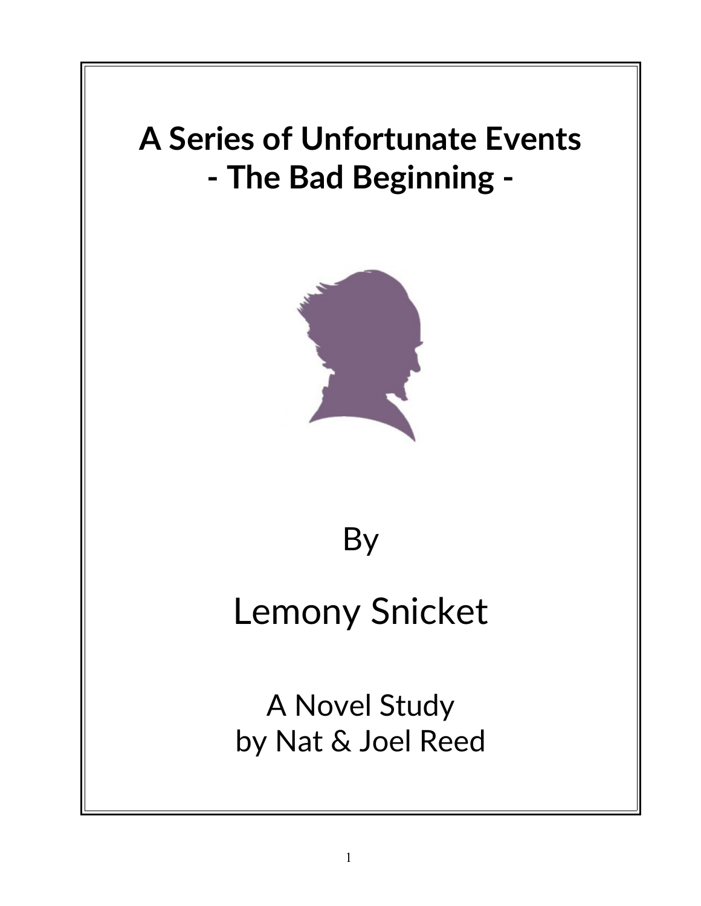# A Series of Unfortunate Events
# - The Bad Beginning -

By

Lemony Snicket

A Novel Study
by Nat & Joel Reed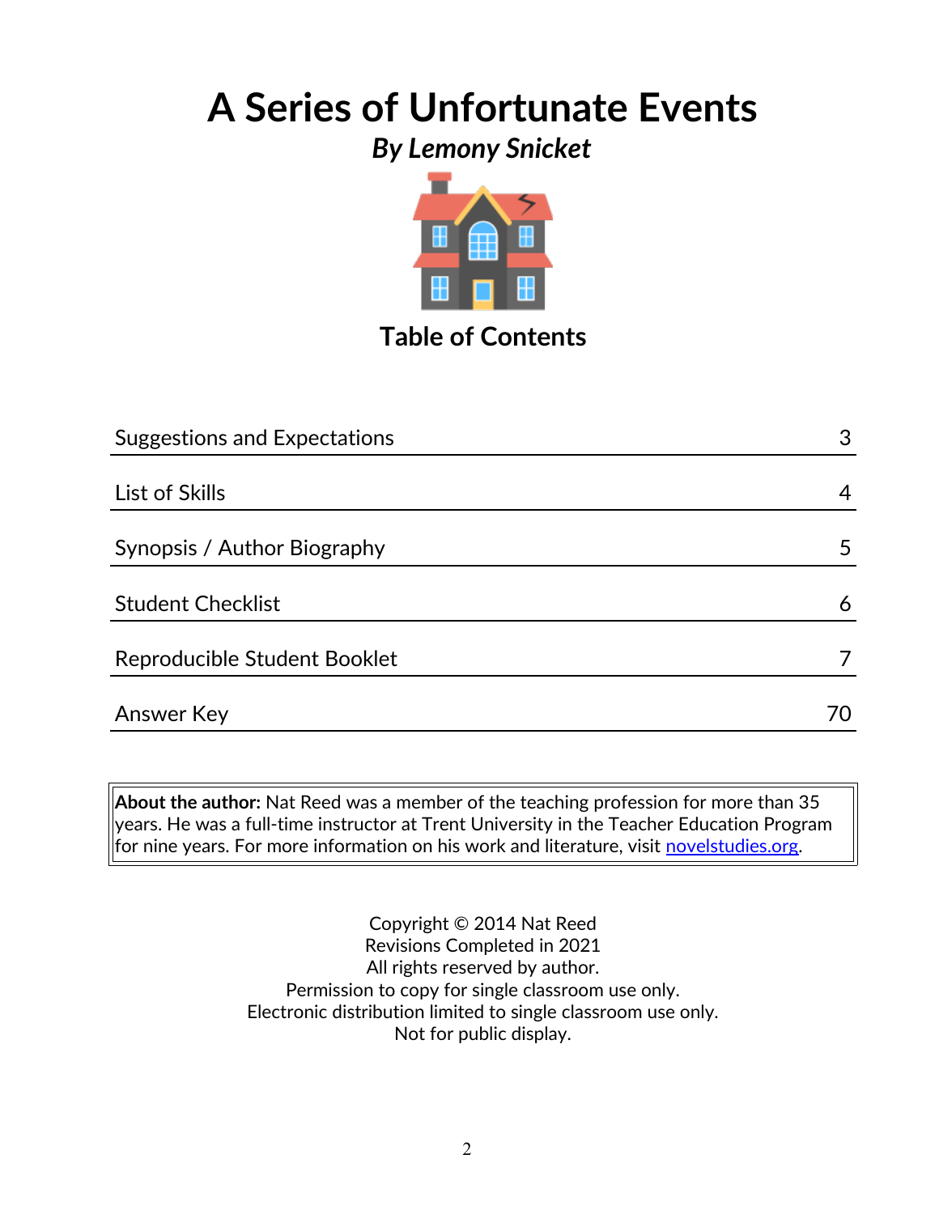# A Series of Unfortunate Events

## *By Lemony Snicket*

## Table of Contents

| | |
|---|---|
| Suggestions and Expectations | 3 |
| List of Skills | 4 |
| Synopsis / Author Biography | 5 |
| Student Checklist | 6 |
| Reproducible Student Booklet | 7 |
| Answer Key | 70 |

**About the author:** Nat Reed was a member of the teaching profession for more than 35 years. He was a full-time instructor at Trent University in the Teacher Education Program for nine years. For more information on his work and literature, visit novelstudies.org.

Copyright © 2014 Nat Reed
Revisions Completed in 2021
All rights reserved by author.
Permission to copy for single classroom use only.
Electronic distribution limited to single classroom use only.
Not for public display.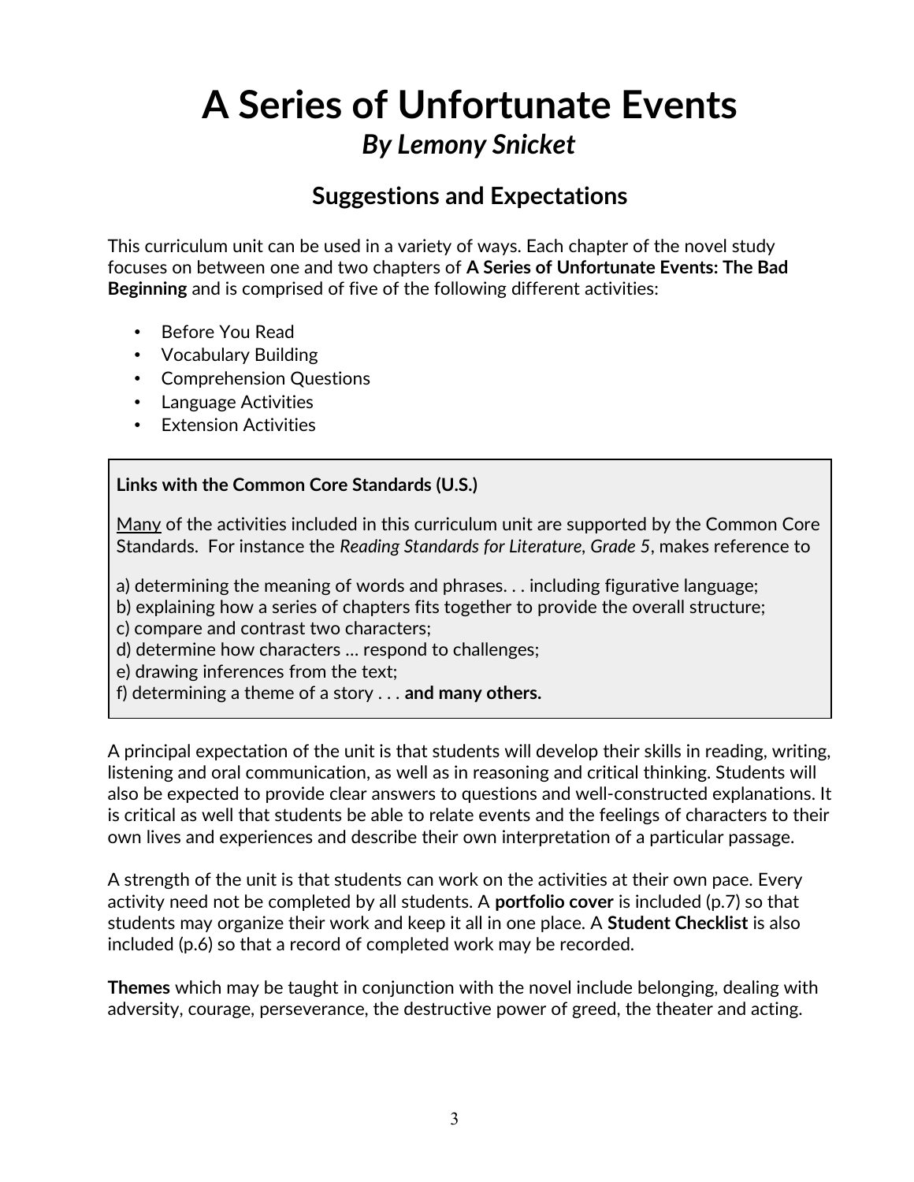# A Series of Unfortunate Events

## *By Lemony Snicket*

### Suggestions and Expectations

This curriculum unit can be used in a variety of ways. Each chapter of the novel study focuses on between one and two chapters of **A Series of Unfortunate Events: The Bad Beginning** and is comprised of five of the following different activities:

- Before You Read
- Vocabulary Building
- Comprehension Questions
- Language Activities
- Extension Activities

> **Links with the Common Core Standards (U.S.)**
>
> <u>Many</u> of the activities included in this curriculum unit are supported by the Common Core Standards. For instance the *Reading Standards for Literature, Grade 5*, makes reference to
>
> a) determining the meaning of words and phrases. . . including figurative language;
> b) explaining how a series of chapters fits together to provide the overall structure;
> c) compare and contrast two characters;
> d) determine how characters … respond to challenges;
> e) drawing inferences from the text;
> f) determining a theme of a story . . . **and many others.**

A principal expectation of the unit is that students will develop their skills in reading, writing, listening and oral communication, as well as in reasoning and critical thinking. Students will also be expected to provide clear answers to questions and well-constructed explanations. It is critical as well that students be able to relate events and the feelings of characters to their own lives and experiences and describe their own interpretation of a particular passage.

A strength of the unit is that students can work on the activities at their own pace. Every activity need not be completed by all students. A **portfolio cover** is included (p.7) so that students may organize their work and keep it all in one place. A **Student Checklist** is also included (p.6) so that a record of completed work may be recorded.

**Themes** which may be taught in conjunction with the novel include belonging, dealing with adversity, courage, perseverance, the destructive power of greed, the theater and acting.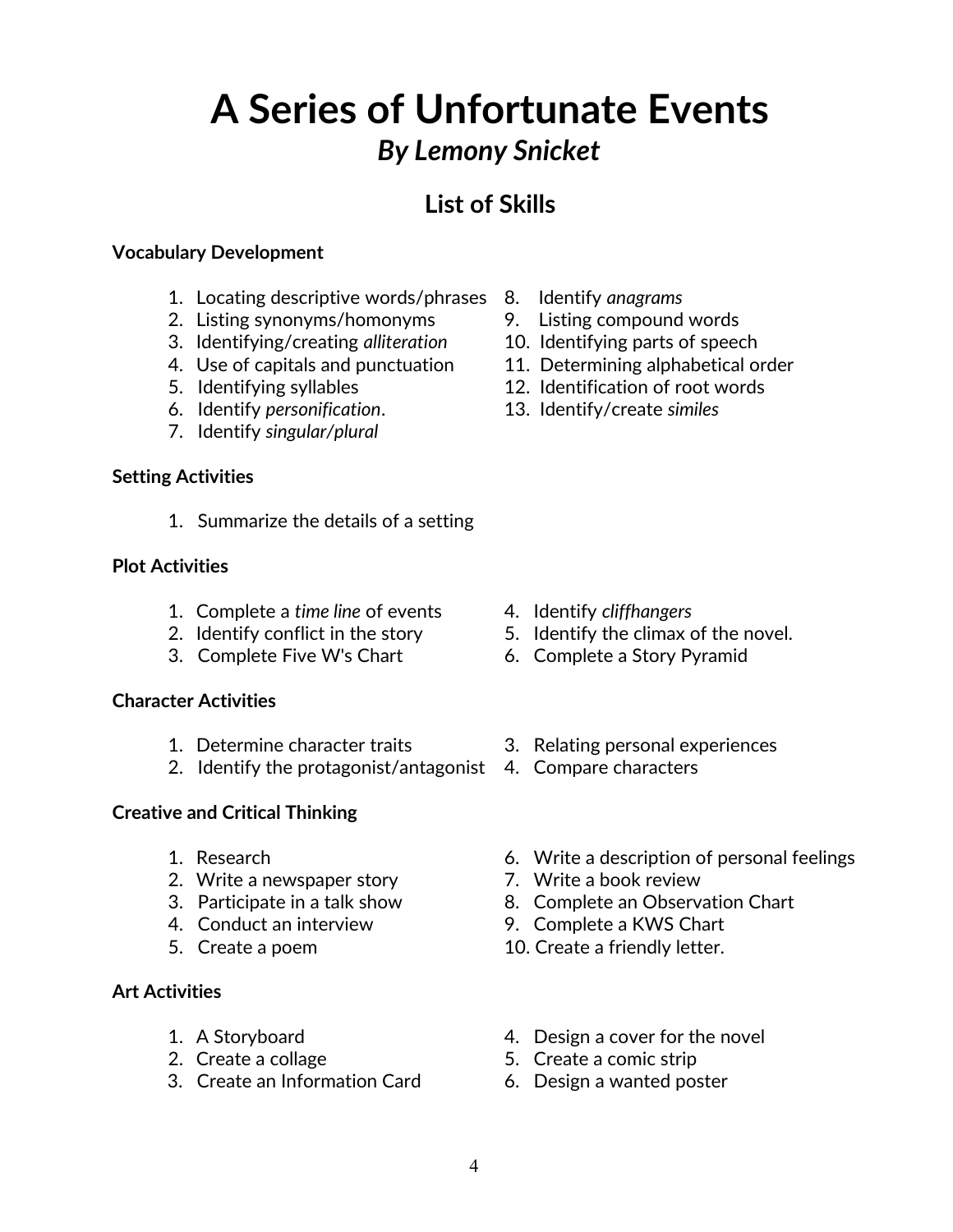# A Series of Unfortunate Events

## *By Lemony Snicket*

## List of Skills

**Vocabulary Development**

1. Locating descriptive words/phrases
2. Listing synonyms/homonyms
3. Identifying/creating *alliteration*
4. Use of capitals and punctuation
5. Identifying syllables
6. Identify *personification*.
7. Identify *singular/plural*
8. Identify *anagrams*
9. Listing compound words
10. Identifying parts of speech
11. Determining alphabetical order
12. Identification of root words
13. Identify/create *similes*

**Setting Activities**

1. Summarize the details of a setting

**Plot Activities**

1. Complete a *time line* of events
2. Identify conflict in the story
3. Complete Five W's Chart
4. Identify *cliffhangers*
5. Identify the climax of the novel.
6. Complete a Story Pyramid

**Character Activities**

1. Determine character traits
2. Identify the protagonist/antagonist
3. Relating personal experiences
4. Compare characters

**Creative and Critical Thinking**

1. Research
2. Write a newspaper story
3. Participate in a talk show
4. Conduct an interview
5. Create a poem
6. Write a description of personal feelings
7. Write a book review
8. Complete an Observation Chart
9. Complete a KWS Chart
10. Create a friendly letter.

**Art Activities**

1. A Storyboard
2. Create a collage
3. Create an Information Card
4. Design a cover for the novel
5. Create a comic strip
6. Design a wanted poster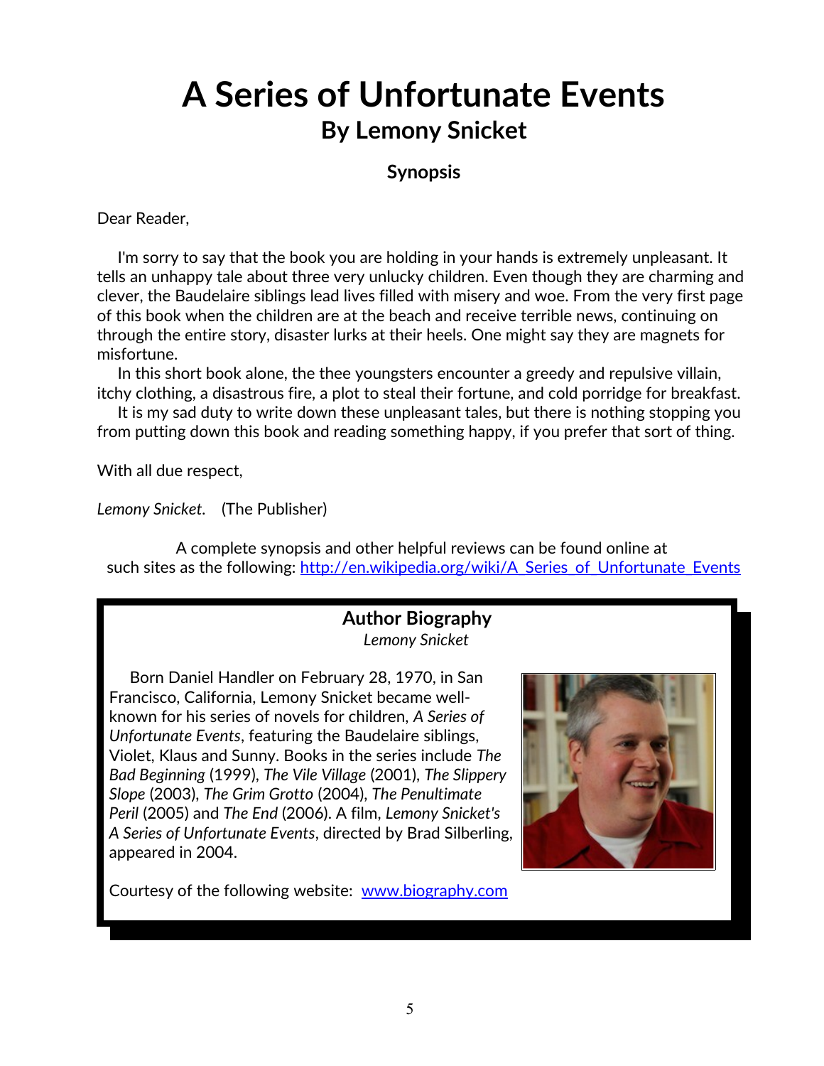# A Series of Unfortunate Events

## By Lemony Snicket

### Synopsis

Dear Reader,

I'm sorry to say that the book you are holding in your hands is extremely unpleasant. It tells an unhappy tale about three very unlucky children. Even though they are charming and clever, the Baudelaire siblings lead lives filled with misery and woe. From the very first page of this book when the children are at the beach and receive terrible news, continuing on through the entire story, disaster lurks at their heels. One might say they are magnets for misfortune.

In this short book alone, the thee youngsters encounter a greedy and repulsive villain, itchy clothing, a disastrous fire, a plot to steal their fortune, and cold porridge for breakfast.

It is my sad duty to write down these unpleasant tales, but there is nothing stopping you from putting down this book and reading something happy, if you prefer that sort of thing.

With all due respect,

*Lemony Snicket*. (The Publisher)

A complete synopsis and other helpful reviews can be found online at such sites as the following: http://en.wikipedia.org/wiki/A_Series_of_Unfortunate_Events

### Author Biography

*Lemony Snicket*

Born Daniel Handler on February 28, 1970, in San Francisco, California, Lemony Snicket became well-known for his series of novels for children, *A Series of Unfortunate Events*, featuring the Baudelaire siblings, Violet, Klaus and Sunny. Books in the series include *The Bad Beginning* (1999), *The Vile Village* (2001), *The Slippery Slope* (2003), *The Grim Grotto* (2004), *The Penultimate Peril* (2005) and *The End* (2006). A film, *Lemony Snicket's A Series of Unfortunate Events*, directed by Brad Silberling, appeared in 2004.

Courtesy of the following website: www.biography.com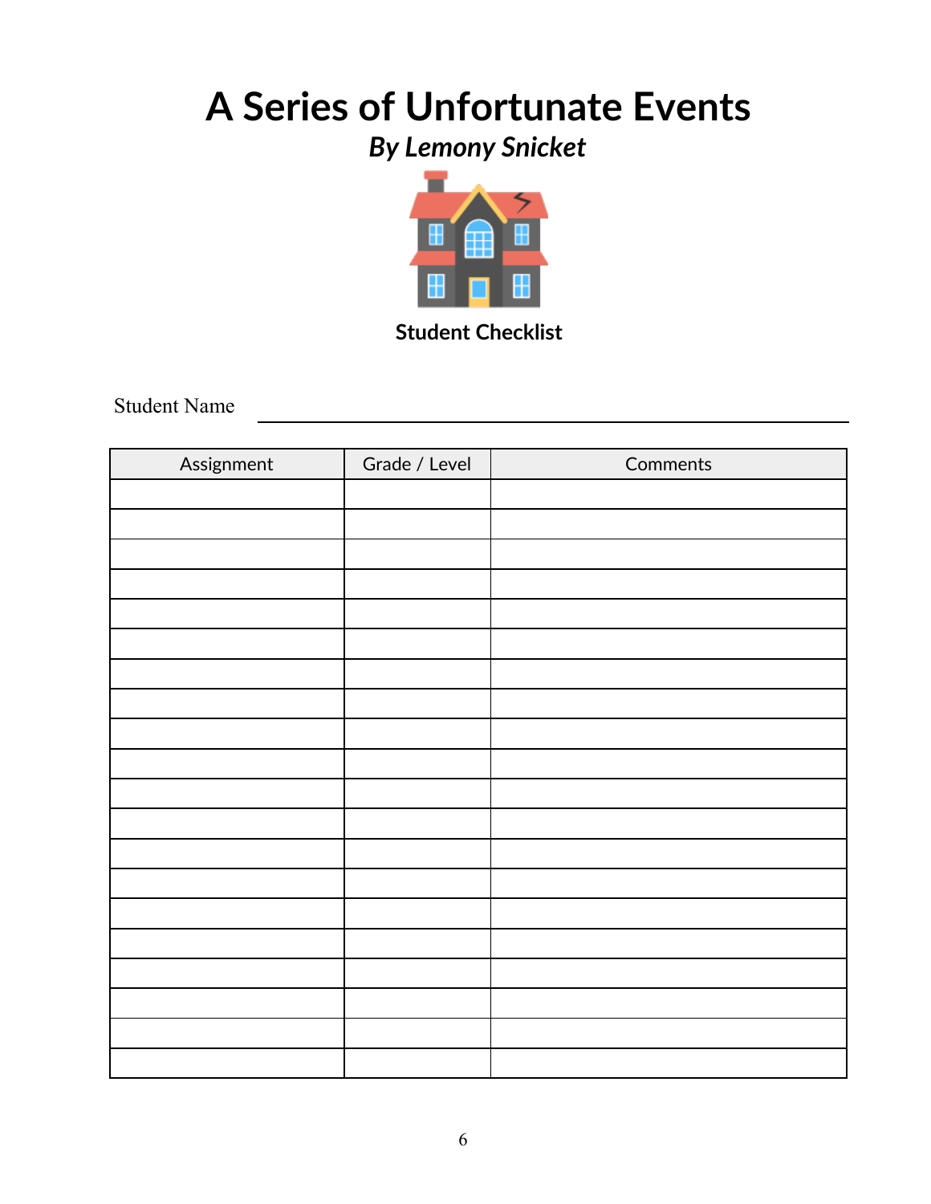# A Series of Unfortunate Events

### *By Lemony Snicket*

**Student Checklist**

Student Name ______________________________

| Assignment | Grade / Level | Comments |
|---|---|---|
| | | |
| | | |
| | | |
| | | |
| | | |
| | | |
| | | |
| | | |
| | | |
| | | |
| | | |
| | | |
| | | |
| | | |
| | | |
| | | |
| | | |
| | | |
| | | |
| | | |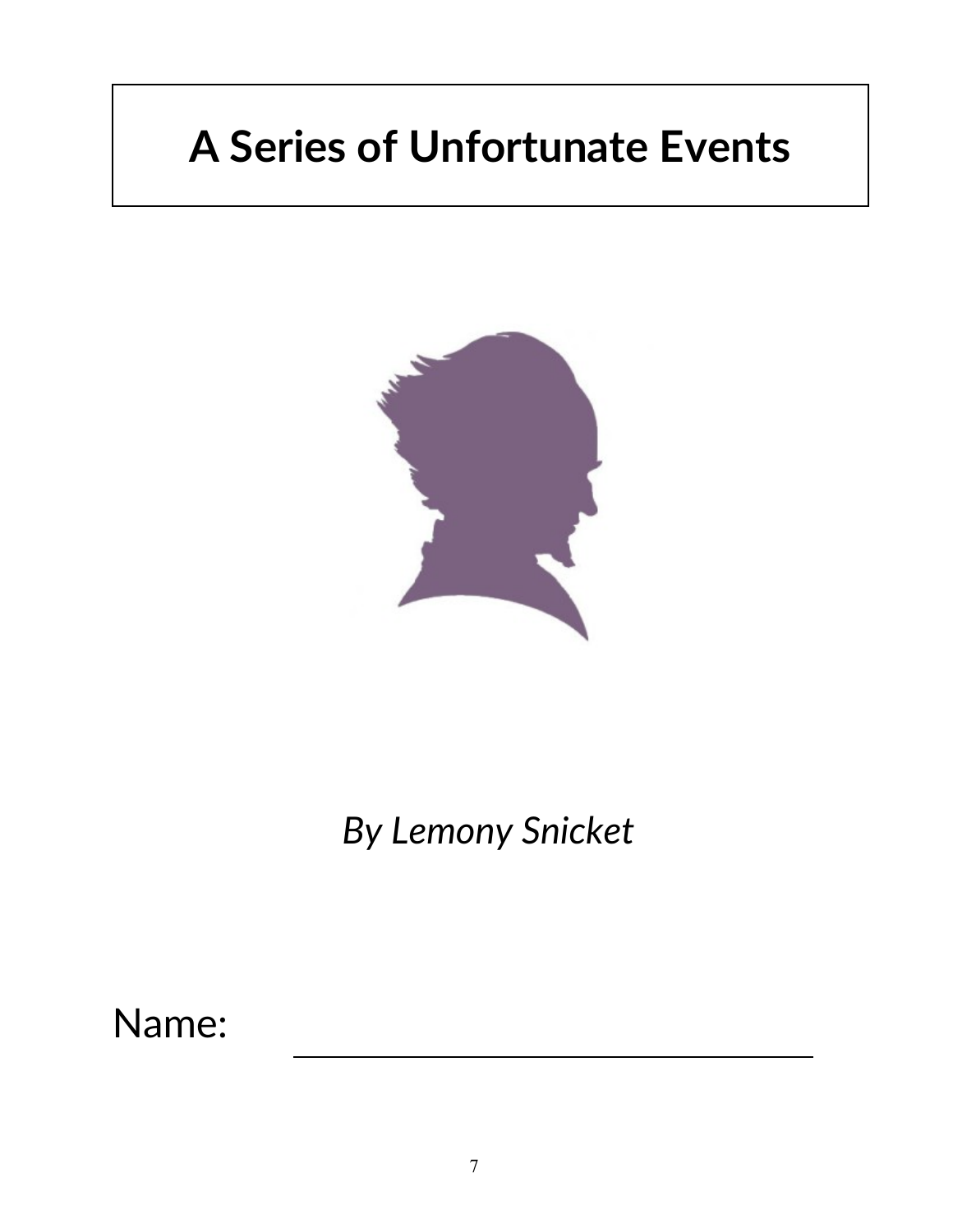# A Series of Unfortunate Events

*By Lemony Snicket*

Name: ________________________________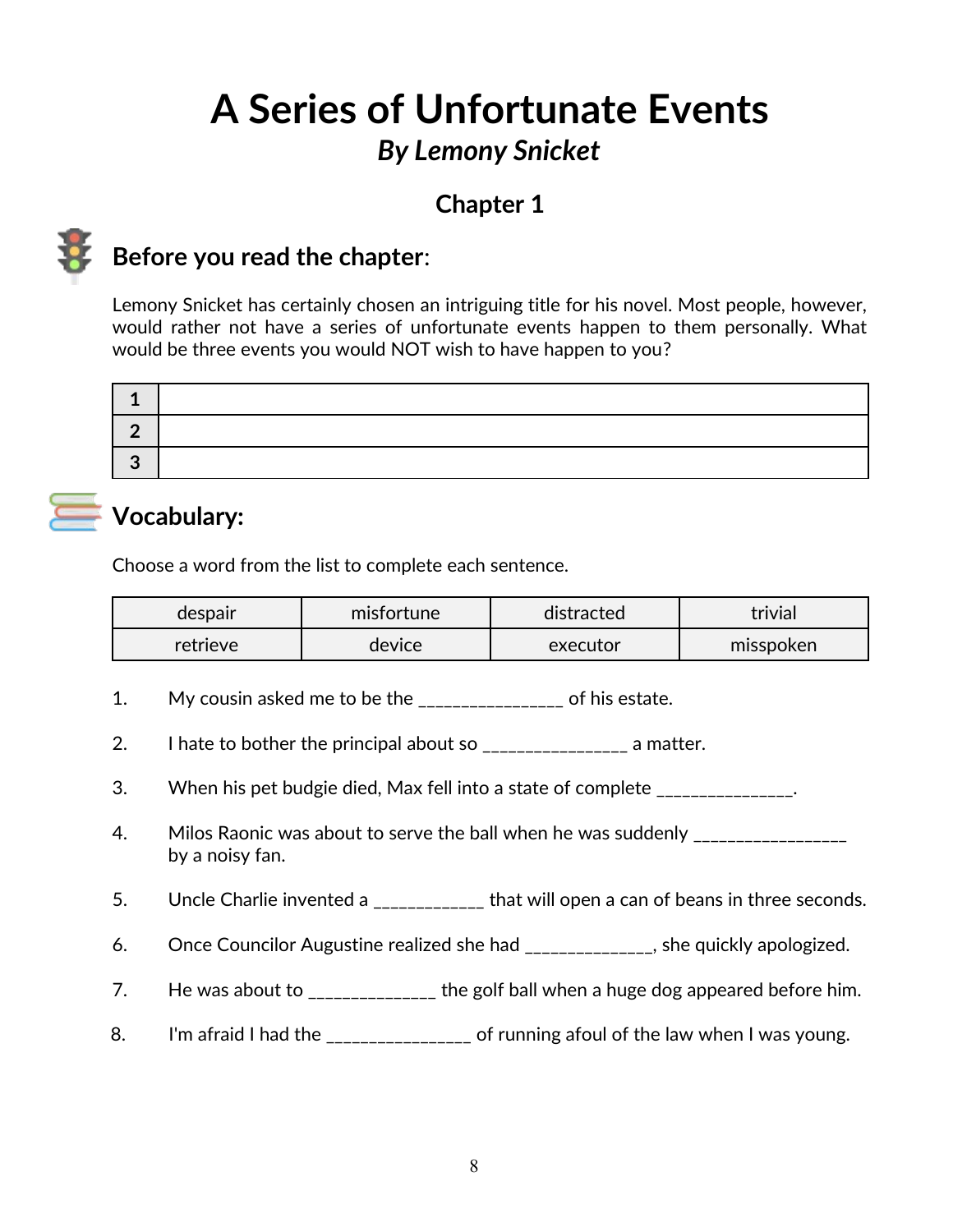# A Series of Unfortunate Events

## *By Lemony Snicket*

### Chapter 1

## Before you read the chapter:

Lemony Snicket has certainly chosen an intriguing title for his novel. Most people, however, would rather not have a series of unfortunate events happen to them personally. What would be three events you would NOT wish to have happen to you?

| | |
|---|---|
| **1** | |
| **2** | |
| **3** | |

## Vocabulary:

Choose a word from the list to complete each sentence.

| | | | |
|---|---|---|---|
| despair | misfortune | distracted | trivial |
| retrieve | device | executor | misspoken |

1. My cousin asked me to be the ________________ of his estate.

2. I hate to bother the principal about so ________________ a matter.

3. When his pet budgie died, Max fell into a state of complete _______________.

4. Milos Raonic was about to serve the ball when he was suddenly _________________ by a noisy fan.

5. Uncle Charlie invented a ____________ that will open a can of beans in three seconds.

6. Once Councilor Augustine realized she had ______________, she quickly apologized.

7. He was about to ______________ the golf ball when a huge dog appeared before him.

8. I'm afraid I had the ________________ of running afoul of the law when I was young.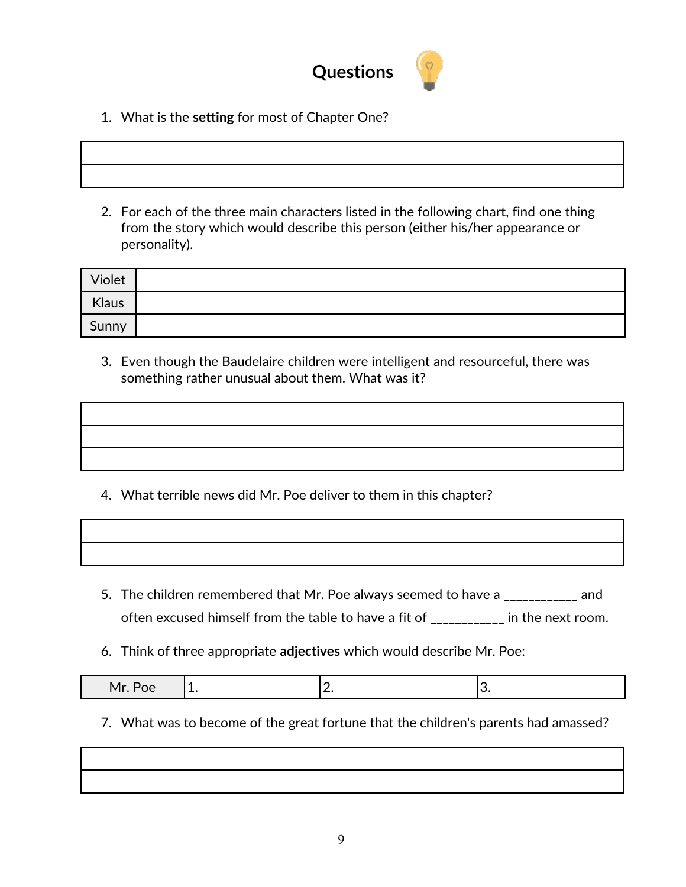# Questions

1. What is the **setting** for most of Chapter One?

| |
|---|
| |

2. For each of the three main characters listed in the following chart, find <u>one</u> thing from the story which would describe this person (either his/her appearance or personality).

| | |
|---|---|
| Violet | |
| Klaus | |
| Sunny | |

3. Even though the Baudelaire children were intelligent and resourceful, there was something rather unusual about them. What was it?

| |
|---|
| |
| |

4. What terrible news did Mr. Poe deliver to them in this chapter?

| |
|---|
| |

5. The children remembered that Mr. Poe always seemed to have a ___________ and often excused himself from the table to have a fit of ___________ in the next room.

6. Think of three appropriate **adjectives** which would describe Mr. Poe:

| | | | |
|---|---|---|---|
| Mr. Poe | 1. | 2. | 3. |

7. What was to become of the great fortune that the children's parents had amassed?

| |
|---|
| |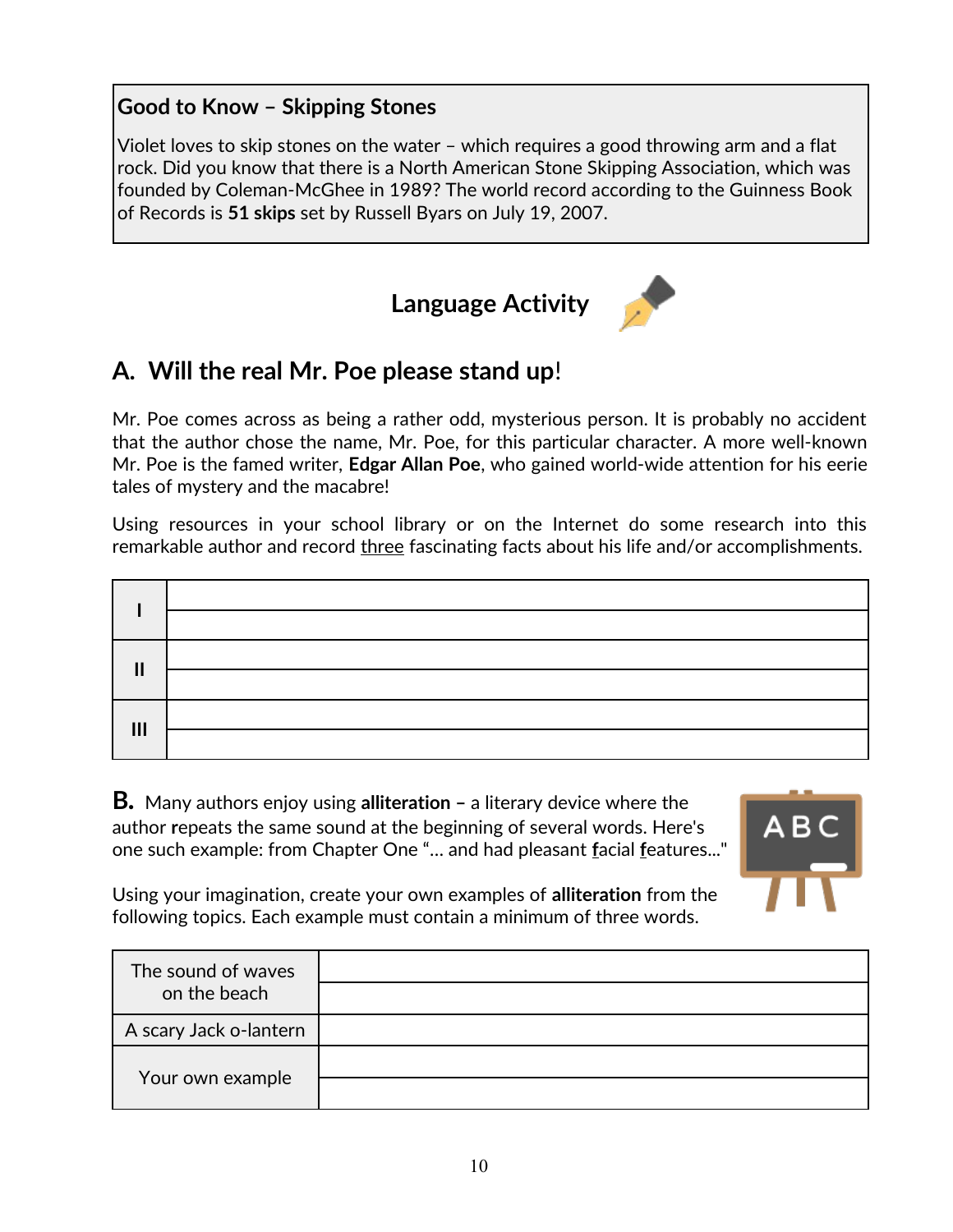**Good to Know – Skipping Stones**

Violet loves to skip stones on the water – which requires a good throwing arm and a flat rock. Did you know that there is a North American Stone Skipping Association, which was founded by Coleman-McGhee in 1989? The world record according to the Guinness Book of Records is **51 skips** set by Russell Byars on July 19, 2007.

## Language Activity

## A. Will the real Mr. Poe please stand up!

Mr. Poe comes across as being a rather odd, mysterious person. It is probably no accident that the author chose the name, Mr. Poe, for this particular character. A more well-known Mr. Poe is the famed writer, **Edgar Allan Poe**, who gained world-wide attention for his eerie tales of mystery and the macabre!

Using resources in your school library or on the Internet do some research into this remarkable author and record <u>three</u> fascinating facts about his life and/or accomplishments.

| | |
|---|---|
| **I** | |
| | |
| **II** | |
| | |
| **III** | |
| | |

**B.** Many authors enjoy using **alliteration –** a literary device where the author **r**epeats the same sound at the beginning of several words. Here's one such example: from Chapter One "… and had pleasant <u>**f**</u>acial <u>**f**</u>eatures…"

Using your imagination, create your own examples of **alliteration** from the following topics. Each example must contain a minimum of three words.

| | |
|---|---|
| The sound of waves on the beach | |
| | |
| A scary Jack o-lantern | |
| Your own example | |
| | |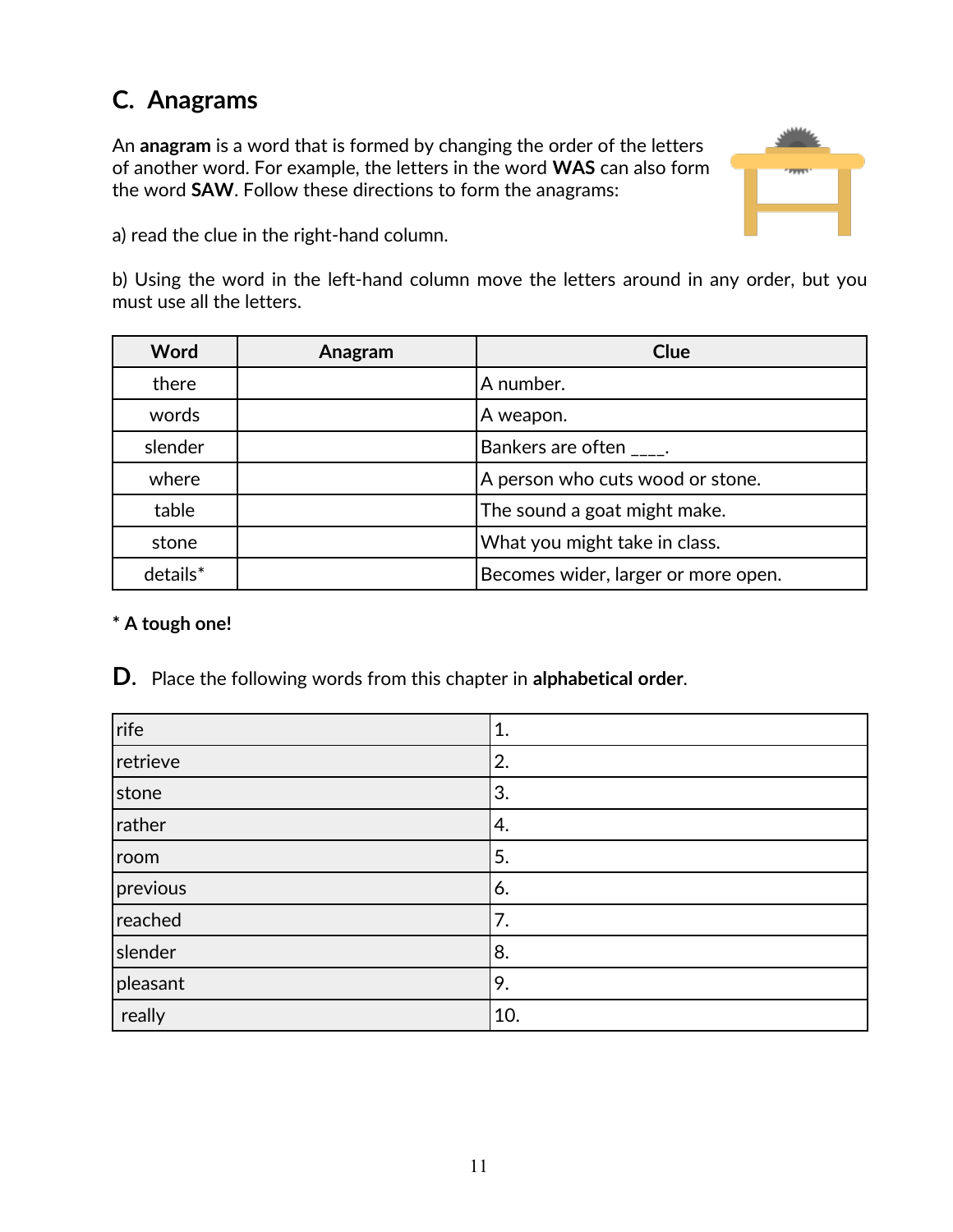## C. Anagrams

An **anagram** is a word that is formed by changing the order of the letters of another word. For example, the letters in the word **WAS** can also form the word **SAW**. Follow these directions to form the anagrams:

a) read the clue in the right-hand column.

b) Using the word in the left-hand column move the letters around in any order, but you must use all the letters.

| Word | Anagram | Clue |
|---|---|---|
| there | | A number. |
| words | | A weapon. |
| slender | | Bankers are often ____. |
| where | | A person who cuts wood or stone. |
| table | | The sound a goat might make. |
| stone | | What you might take in class. |
| details* | | Becomes wider, larger or more open. |

**\* A tough one!**

**D.** Place the following words from this chapter in **alphabetical order**.

| | |
|---|---|
| rife | 1. |
| retrieve | 2. |
| stone | 3. |
| rather | 4. |
| room | 5. |
| previous | 6. |
| reached | 7. |
| slender | 8. |
| pleasant | 9. |
| really | 10. |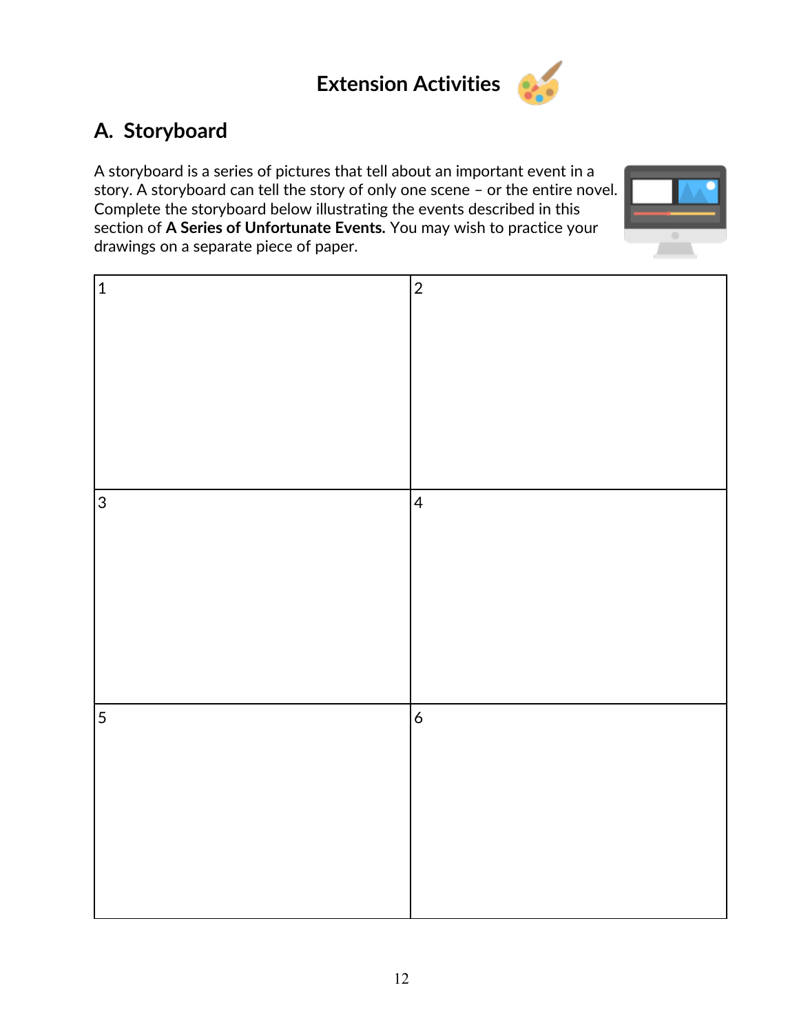# Extension Activities

## A. Storyboard

A storyboard is a series of pictures that tell about an important event in a story. A storyboard can tell the story of only one scene – or the entire novel. Complete the storyboard below illustrating the events described in this section of **A Series of Unfortunate Events.** You may wish to practice your drawings on a separate piece of paper.

| 1 | 2 |
| --- | --- |
| 3 | 4 |
| 5 | 6 |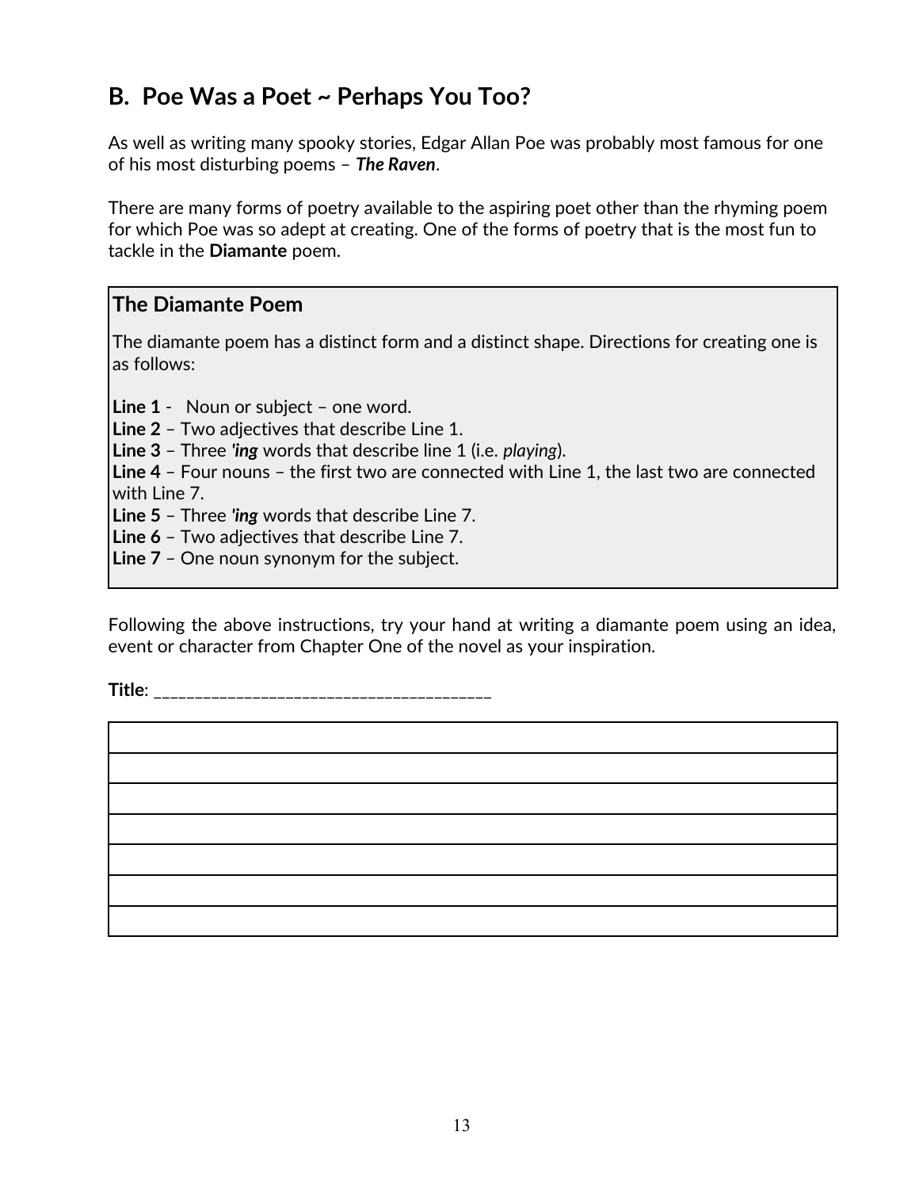## B. Poe Was a Poet ~ Perhaps You Too?

As well as writing many spooky stories, Edgar Allan Poe was probably most famous for one of his most disturbing poems – ***The Raven***.

There are many forms of poetry available to the aspiring poet other than the rhyming poem for which Poe was so adept at creating. One of the forms of poetry that is the most fun to tackle in the **Diamante** poem.

### The Diamante Poem

The diamante poem has a distinct form and a distinct shape. Directions for creating one is as follows:

**Line 1** - Noun or subject – one word.
**Line 2** – Two adjectives that describe Line 1.
**Line 3** – Three ***'ing*** words that describe line 1 (i.e. *playing*).
**Line 4** – Four nouns – the first two are connected with Line 1, the last two are connected with Line 7.
**Line 5** – Three ***'ing*** words that describe Line 7.
**Line 6** – Two adjectives that describe Line 7.
**Line 7** – One noun synonym for the subject.

Following the above instructions, try your hand at writing a diamante poem using an idea, event or character from Chapter One of the novel as your inspiration.

**Title**: ________________________________________

| |
|---|
| |
| |
| |
| |
| |
| |
| |